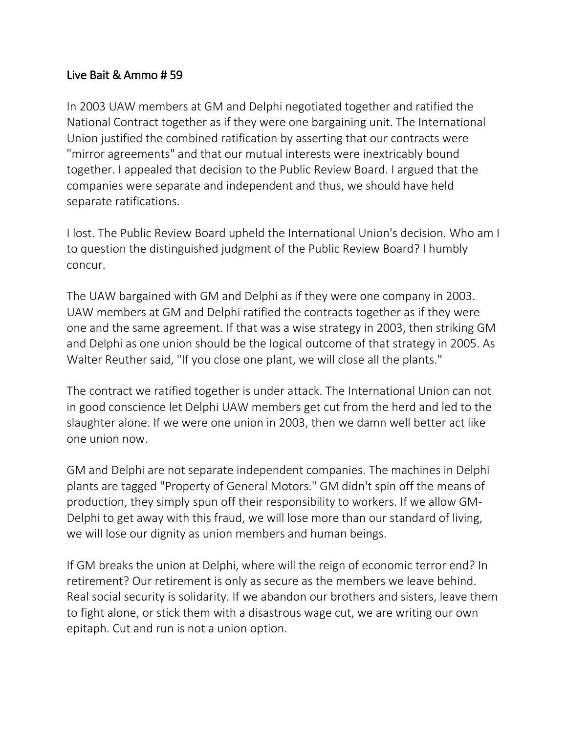# Live Bait & Ammo # 59

In 2003 UAW members at GM and Delphi negotiated together and ratified the National Contract together as if they were one bargaining unit. The International Union justified the combined ratification by asserting that our contracts were "mirror agreements" and that our mutual interests were inextricably bound together. I appealed that decision to the Public Review Board. I argued that the companies were separate and independent and thus, we should have held separate ratifications.

I lost. The Public Review Board upheld the International Union's decision. Who am I to question the distinguished judgment of the Public Review Board? I humbly concur.

The UAW bargained with GM and Delphi as if they were one company in 2003. UAW members at GM and Delphi ratified the contracts together as if they were one and the same agreement. If that was a wise strategy in 2003, then striking GM and Delphi as one union should be the logical outcome of that strategy in 2005. As Walter Reuther said, "If you close one plant, we will close all the plants."

The contract we ratified together is under attack. The International Union can not in good conscience let Delphi UAW members get cut from the herd and led to the slaughter alone. If we were one union in 2003, then we damn well better act like one union now.

GM and Delphi are not separate independent companies. The machines in Delphi plants are tagged "Property of General Motors." GM didn't spin off the means of production, they simply spun off their responsibility to workers. If we allow GM-Delphi to get away with this fraud, we will lose more than our standard of living, we will lose our dignity as union members and human beings.

If GM breaks the union at Delphi, where will the reign of economic terror end? In retirement? Our retirement is only as secure as the members we leave behind. Real social security is solidarity. If we abandon our brothers and sisters, leave them to fight alone, or stick them with a disastrous wage cut, we are writing our own epitaph. Cut and run is not a union option.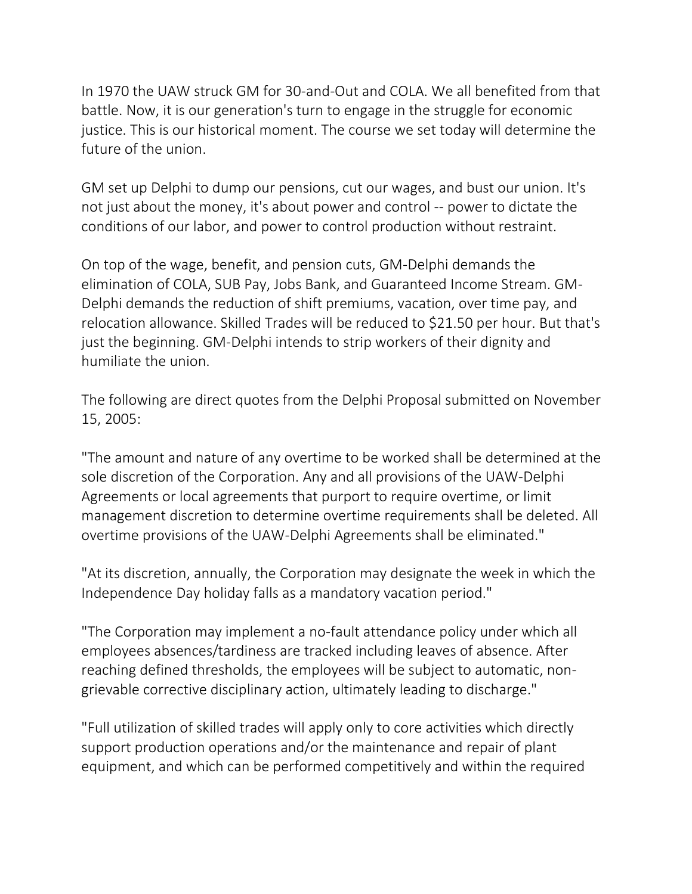In 1970 the UAW struck GM for 30-and-Out and COLA. We all benefited from that battle. Now, it is our generation's turn to engage in the struggle for economic justice. This is our historical moment. The course we set today will determine the future of the union.

GM set up Delphi to dump our pensions, cut our wages, and bust our union. It's not just about the money, it's about power and control -- power to dictate the conditions of our labor, and power to control production without restraint.

On top of the wage, benefit, and pension cuts, GM-Delphi demands the elimination of COLA, SUB Pay, Jobs Bank, and Guaranteed Income Stream. GM-Delphi demands the reduction of shift premiums, vacation, over time pay, and relocation allowance. Skilled Trades will be reduced to $21.50 per hour. But that's just the beginning. GM-Delphi intends to strip workers of their dignity and humiliate the union.

The following are direct quotes from the Delphi Proposal submitted on November 15, 2005:

"The amount and nature of any overtime to be worked shall be determined at the sole discretion of the Corporation. Any and all provisions of the UAW-Delphi Agreements or local agreements that purport to require overtime, or limit management discretion to determine overtime requirements shall be deleted. All overtime provisions of the UAW-Delphi Agreements shall be eliminated."

"At its discretion, annually, the Corporation may designate the week in which the Independence Day holiday falls as a mandatory vacation period."

"The Corporation may implement a no-fault attendance policy under which all employees absences/tardiness are tracked including leaves of absence. After reaching defined thresholds, the employees will be subject to automatic, non-grievable corrective disciplinary action, ultimately leading to discharge."

"Full utilization of skilled trades will apply only to core activities which directly support production operations and/or the maintenance and repair of plant equipment, and which can be performed competitively and within the required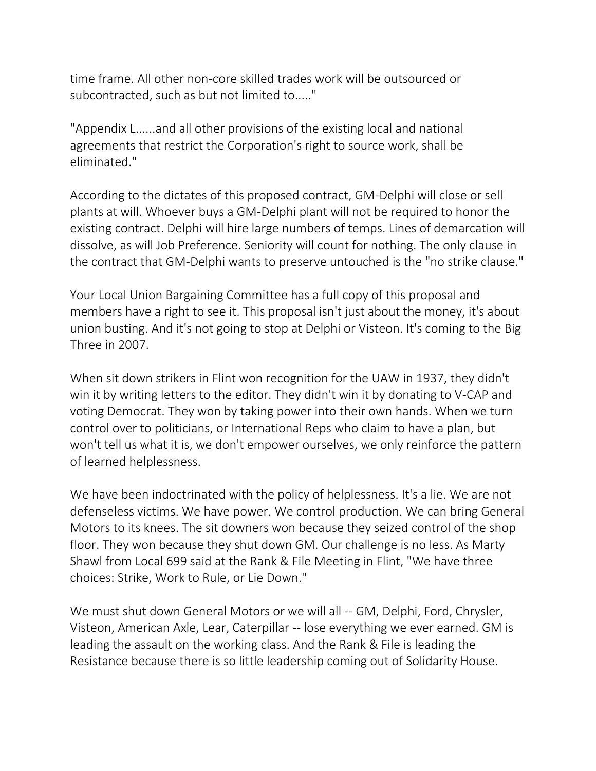time frame. All other non-core skilled trades work will be outsourced or subcontracted, such as but not limited to....."

"Appendix L......and all other provisions of the existing local and national agreements that restrict the Corporation's right to source work, shall be eliminated."

According to the dictates of this proposed contract, GM-Delphi will close or sell plants at will. Whoever buys a GM-Delphi plant will not be required to honor the existing contract. Delphi will hire large numbers of temps. Lines of demarcation will dissolve, as will Job Preference. Seniority will count for nothing. The only clause in the contract that GM-Delphi wants to preserve untouched is the "no strike clause."

Your Local Union Bargaining Committee has a full copy of this proposal and members have a right to see it. This proposal isn't just about the money, it's about union busting. And it's not going to stop at Delphi or Visteon. It's coming to the Big Three in 2007.

When sit down strikers in Flint won recognition for the UAW in 1937, they didn't win it by writing letters to the editor. They didn't win it by donating to V-CAP and voting Democrat. They won by taking power into their own hands. When we turn control over to politicians, or International Reps who claim to have a plan, but won't tell us what it is, we don't empower ourselves, we only reinforce the pattern of learned helplessness.

We have been indoctrinated with the policy of helplessness. It's a lie. We are not defenseless victims. We have power. We control production. We can bring General Motors to its knees. The sit downers won because they seized control of the shop floor. They won because they shut down GM. Our challenge is no less. As Marty Shawl from Local 699 said at the Rank & File Meeting in Flint, "We have three choices: Strike, Work to Rule, or Lie Down."

We must shut down General Motors or we will all -- GM, Delphi, Ford, Chrysler, Visteon, American Axle, Lear, Caterpillar -- lose everything we ever earned. GM is leading the assault on the working class. And the Rank & File is leading the Resistance because there is so little leadership coming out of Solidarity House.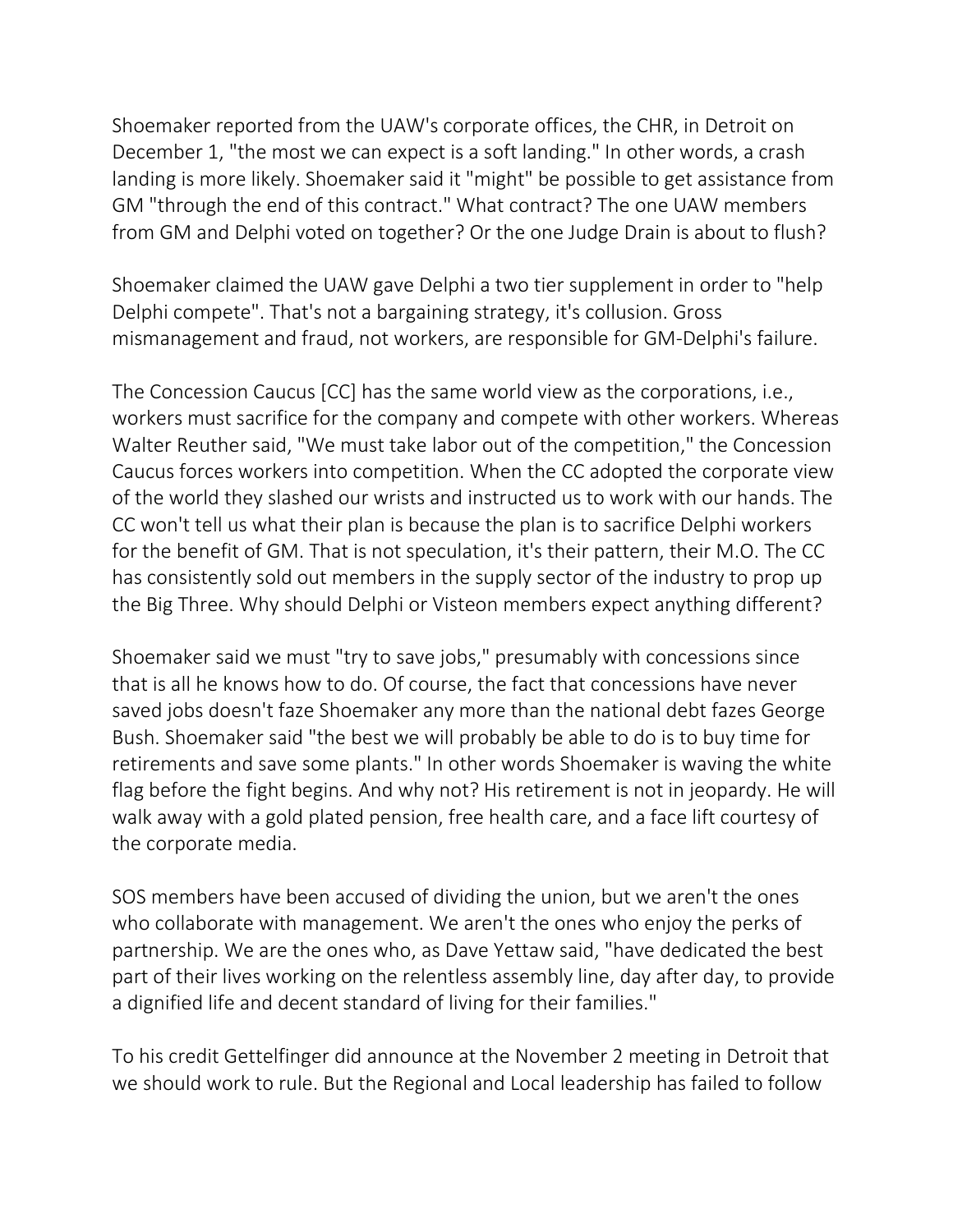Shoemaker reported from the UAW's corporate offices, the CHR, in Detroit on December 1, "the most we can expect is a soft landing." In other words, a crash landing is more likely. Shoemaker said it "might" be possible to get assistance from GM "through the end of this contract." What contract? The one UAW members from GM and Delphi voted on together? Or the one Judge Drain is about to flush?

Shoemaker claimed the UAW gave Delphi a two tier supplement in order to "help Delphi compete". That's not a bargaining strategy, it's collusion. Gross mismanagement and fraud, not workers, are responsible for GM-Delphi's failure.

The Concession Caucus [CC] has the same world view as the corporations, i.e., workers must sacrifice for the company and compete with other workers. Whereas Walter Reuther said, "We must take labor out of the competition," the Concession Caucus forces workers into competition. When the CC adopted the corporate view of the world they slashed our wrists and instructed us to work with our hands. The CC won't tell us what their plan is because the plan is to sacrifice Delphi workers for the benefit of GM. That is not speculation, it's their pattern, their M.O. The CC has consistently sold out members in the supply sector of the industry to prop up the Big Three. Why should Delphi or Visteon members expect anything different?

Shoemaker said we must "try to save jobs," presumably with concessions since that is all he knows how to do. Of course, the fact that concessions have never saved jobs doesn't faze Shoemaker any more than the national debt fazes George Bush. Shoemaker said "the best we will probably be able to do is to buy time for retirements and save some plants." In other words Shoemaker is waving the white flag before the fight begins. And why not? His retirement is not in jeopardy. He will walk away with a gold plated pension, free health care, and a face lift courtesy of the corporate media.

SOS members have been accused of dividing the union, but we aren't the ones who collaborate with management. We aren't the ones who enjoy the perks of partnership. We are the ones who, as Dave Yettaw said, "have dedicated the best part of their lives working on the relentless assembly line, day after day, to provide a dignified life and decent standard of living for their families."

To his credit Gettelfinger did announce at the November 2 meeting in Detroit that we should work to rule. But the Regional and Local leadership has failed to follow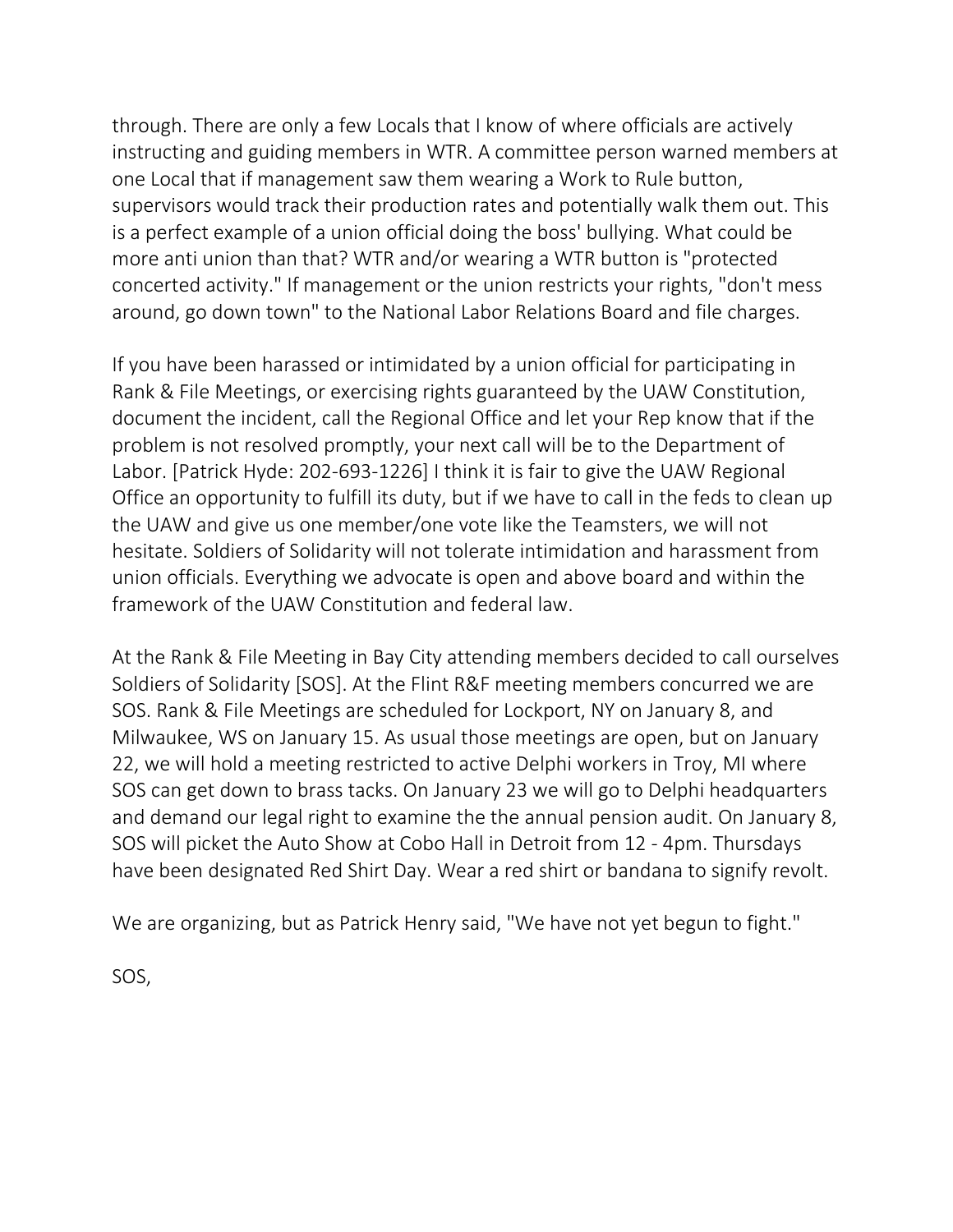through. There are only a few Locals that I know of where officials are actively instructing and guiding members in WTR. A committee person warned members at one Local that if management saw them wearing a Work to Rule button, supervisors would track their production rates and potentially walk them out. This is a perfect example of a union official doing the boss' bullying. What could be more anti union than that? WTR and/or wearing a WTR button is "protected concerted activity." If management or the union restricts your rights, "don't mess around, go down town" to the National Labor Relations Board and file charges.

If you have been harassed or intimidated by a union official for participating in Rank & File Meetings, or exercising rights guaranteed by the UAW Constitution, document the incident, call the Regional Office and let your Rep know that if the problem is not resolved promptly, your next call will be to the Department of Labor. [Patrick Hyde: 202-693-1226] I think it is fair to give the UAW Regional Office an opportunity to fulfill its duty, but if we have to call in the feds to clean up the UAW and give us one member/one vote like the Teamsters, we will not hesitate. Soldiers of Solidarity will not tolerate intimidation and harassment from union officials. Everything we advocate is open and above board and within the framework of the UAW Constitution and federal law.

At the Rank & File Meeting in Bay City attending members decided to call ourselves Soldiers of Solidarity [SOS]. At the Flint R&F meeting members concurred we are SOS. Rank & File Meetings are scheduled for Lockport, NY on January 8, and Milwaukee, WS on January 15. As usual those meetings are open, but on January 22, we will hold a meeting restricted to active Delphi workers in Troy, MI where SOS can get down to brass tacks. On January 23 we will go to Delphi headquarters and demand our legal right to examine the the annual pension audit. On January 8, SOS will picket the Auto Show at Cobo Hall in Detroit from 12 - 4pm. Thursdays have been designated Red Shirt Day. Wear a red shirt or bandana to signify revolt.

We are organizing, but as Patrick Henry said, "We have not yet begun to fight."

SOS,